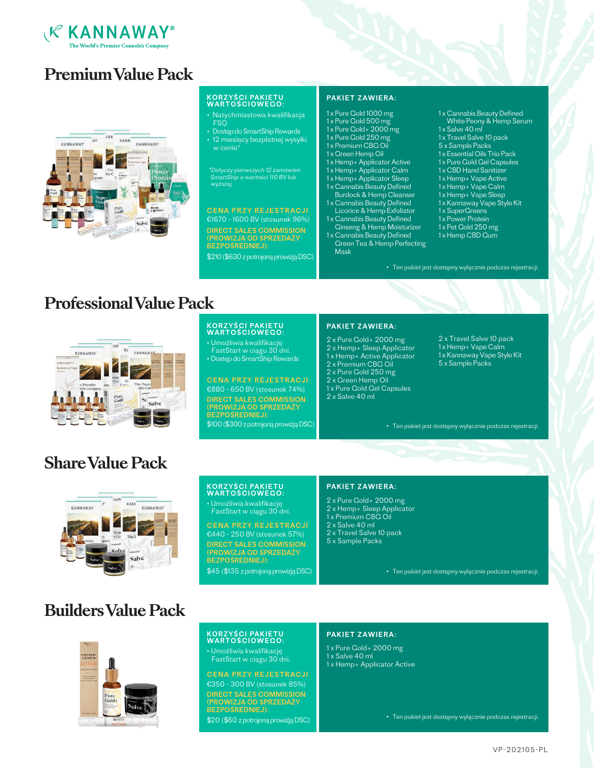KANNAWAY®
The World's Premier Cannabis Company

# Premium Value Pack

**KORZYŚCI PAKIETU WARTOŚCIOWEGO:**

- Natychmiastowa kwalifikacja FSQ
- Dostęp do SmartShip Rewards
- 12 miesięcy bezpłatnej wysyłki w cenie*

*\*Dotyczy pierwszych 12 zamówień SmartShip o wartości 110 BV lub wyższej.*

**CENA PRZY REJESTRACJI**
€1670 - 1600 BV (stosunek 96%)

**DIRECT SALES COMMISSION (PROWIZJA OD SPRZEDAŻY BEZPOŚREDNIEJ):**
$210 ($630 z potrojoną prowizją DSC)

**PAKIET ZAWIERA:**

- 1 x Pure Gold 1000 mg
- 1 x Pure Gold 500 mg
- 1 x Pure Gold+ 2000 mg
- 1 x Pure Gold 250 mg
- 1 x Premium CBG Oil
- 1 x Green Hemp Oil
- 1 x Hemp+ Applicator Active
- 1 x Hemp+ Applicator Calm
- 1 x Hemp+ Applicator Sleep
- 1 x Cannabis Beauty Defined Burdock & Hemp Cleanser
- 1 x Cannabis Beauty Defined Licorice & Hemp Exfoliator
- 1 x Cannabis Beauty Defined Ginseng & Hemp Moisturizer
- 1 x Cannabis Beauty Defined Green Tea & Hemp Perfecting Mask
- 1 x Cannabis Beauty Defined White Peony & Hemp Serum
- 1 x Salve 40 ml
- 1 x Travel Salve 10 pack
- 5 x Sample Packs
- 1 x Essential Oils Trio Pack
- 1 x Pure Gold Gel Capsules
- 1 x CBD Hand Sanitizer
- 1 x Hemp+ Vape Active
- 1 x Hemp+ Vape Calm
- 1 x Hemp+ Vape Sleep
- 1 x Kannaway Vape Style Kit
- 1 x SuperGreens
- 1 x Power Protein
- 1 x Pet Gold 250 mg
- 1 x Hemp CBD Gum

• Ten pakiet jest dostępny wyłącznie podczas rejestracji.

# Professional Value Pack

**KORZYŚCI PAKIETU WARTOŚCIOWEGO:**

- Umożliwia kwalifikację FastStart w ciągu 30 dni.
- Dostęp do SmartShip Rewards

**CENA PRZY REJESTRACJI**
€880 - 650 BV (stosunek 74%)

**DIRECT SALES COMMISSION (PROWIZJA OD SPRZEDAŻY BEZPOŚREDNIEJ):**
$100 ($300 z potrojoną prowizją DSC)

**PAKIET ZAWIERA:**

- 2 x Pure Gold+ 2000 mg
- 2 x Hemp+ Sleep Applicator
- 1 x Hemp+ Active Applicator
- 2 x Premium CBG Oil
- 2 x Pure Gold 250 mg
- 2 x Green Hemp Oil
- 1 x Pure Gold Gel Capsules
- 2 x Salve 40 ml
- 2 x Travel Salve 10 pack
- 1 x Hemp+ Vape Calm
- 1 x Kannaway Vape Style Kit
- 5 x Sample Packs

• Ten pakiet jest dostępny wyłącznie podczas rejestracji.

# Share Value Pack

**KORZYŚCI PAKIETU WARTOŚCIOWEGO:**

- Umożliwia kwalifikację FastStart w ciągu 30 dni.

**CENA PRZY REJESTRACJI**
€440 - 250 BV (stosunek 57%)

**DIRECT SALES COMMISSION (PROWIZJA OD SPRZEDAŻY BEZPOŚREDNIEJ):**
$45 ($135 z potrojoną prowizją DSC)

**PAKIET ZAWIERA:**

- 2 x Pure Gold+ 2000 mg
- 2 x Hemp+ Sleep Applicator
- 1 x Premium CBG Oil
- 2 x Salve 40 ml
- 2 x Travel Salve 10 pack
- 5 x Sample Packs

• Ten pakiet jest dostępny wyłącznie podczas rejestracji.

# Builders Value Pack

**KORZYŚCI PAKIETU WARTOŚCIOWEGO:**

- Umożliwia kwalifikację FastStart w ciągu 30 dni.

**CENA PRZY REJESTRACJI**
€350 - 300 BV (stosunek 85%)

**DIRECT SALES COMMISSION (PROWIZJA OD SPRZEDAŻY BEZPOŚREDNIEJ):**
$20 ($60 z potrojoną prowizją DSC)

**PAKIET ZAWIERA:**

- 1 x Pure Gold+ 2000 mg
- 1 x Salve 40 ml
- 1 x Hemp+ Applicator Active

• Ten pakiet jest dostępny wyłącznie podczas rejestracji.

VP-202105-PL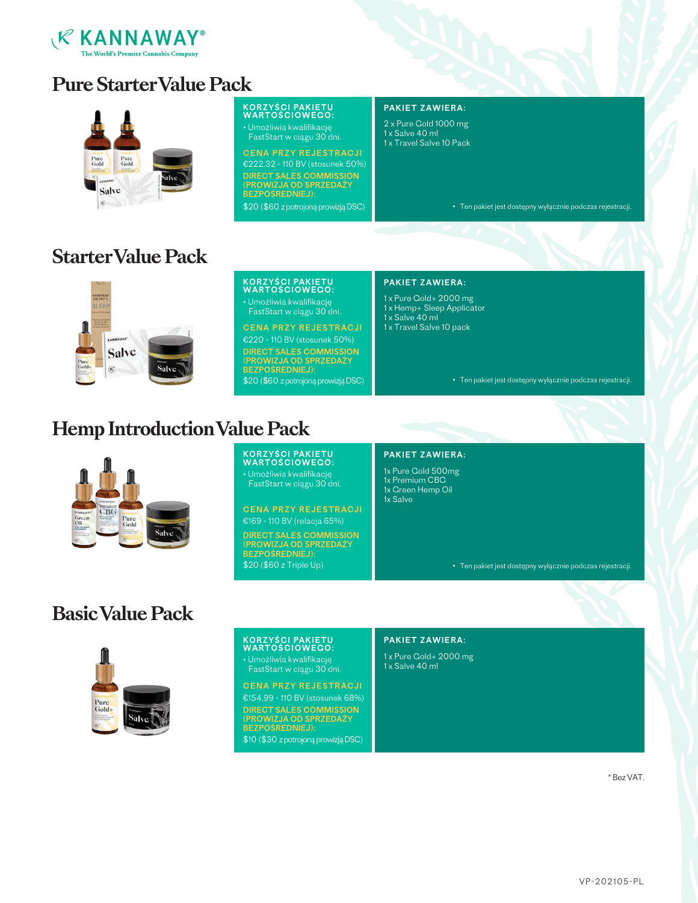KANNAWAY®

The World's Premier Cannabis Company

## Pure Starter Value Pack

**KORZYŚCI PAKIETU WARTOŚCIOWEGO:**

- Umożliwia kwalifikację FastStart w ciągu 30 dni.

**CENA PRZY REJESTRACJI**

€222.32 - 110 BV (stosunek 50%)

**DIRECT SALES COMMISSION (PROWIZJA OD SPRZEDAŻY BEZPOŚREDNIEJ):**

$20 ($60 z potrojoną prowizją DSC)

**PAKIET ZAWIERA:**

2 x Pure Gold 1000 mg
1 x Salve 40 ml
1 x Travel Salve 10 Pack

- Ten pakiet jest dostępny wyłącznie podczas rejestracji.

## Starter Value Pack

**KORZYŚCI PAKIETU WARTOŚCIOWEGO:**

- Umożliwia kwalifikację FastStart w ciągu 30 dni.

**CENA PRZY REJESTRACJI**

€220 - 110 BV (stosunek 50%)

**DIRECT SALES COMMISSION (PROWIZJA OD SPRZEDAŻY BEZPOŚREDNIEJ):**

$20 ($60 z potrojoną prowizją DSC)

**PAKIET ZAWIERA:**

1 x Pure Gold+ 2000 mg
1 x Hemp+ Sleep Applicator
1 x Salve 40 ml
1 x Travel Salve 10 pack

- Ten pakiet jest dostępny wyłącznie podczas rejestracji.

## Hemp Introduction Value Pack

**KORZYŚCI PAKIETU WARTOŚCIOWEGO:**

- Umożliwia kwalifikację FastStart w ciągu 30 dni.

**CENA PRZY REJESTRACJI**

€169 - 110 BV (relacja 65%)

**DIRECT SALES COMMISSION (PROWIZJA OD SPRZEDAŻY BEZPOŚREDNIEJ):**

$20 ($60 z Triple Up)

**PAKIET ZAWIERA:**

1x Pure Gold 500mg
1x Premium CBG
1x Green Hemp Oil
1x Salve

- Ten pakiet jest dostępny wyłącznie podczas rejestracji.

## Basic Value Pack

**KORZYŚCI PAKIETU WARTOŚCIOWEGO:**

- Umożliwia kwalifikację FastStart w ciągu 30 dni.

**CENA PRZY REJESTRACJI**

€154,99 - 110 BV (stosunek 68%)

**DIRECT SALES COMMISSION (PROWIZJA OD SPRZEDAŻY BEZPOŚREDNIEJ):**

$10 ($30 z potrojoną prowizją DSC)

**PAKIET ZAWIERA:**

1 x Pure Gold+ 2000 mg
1 x Salve 40 ml

\* Bez VAT.

VP-202105-PL